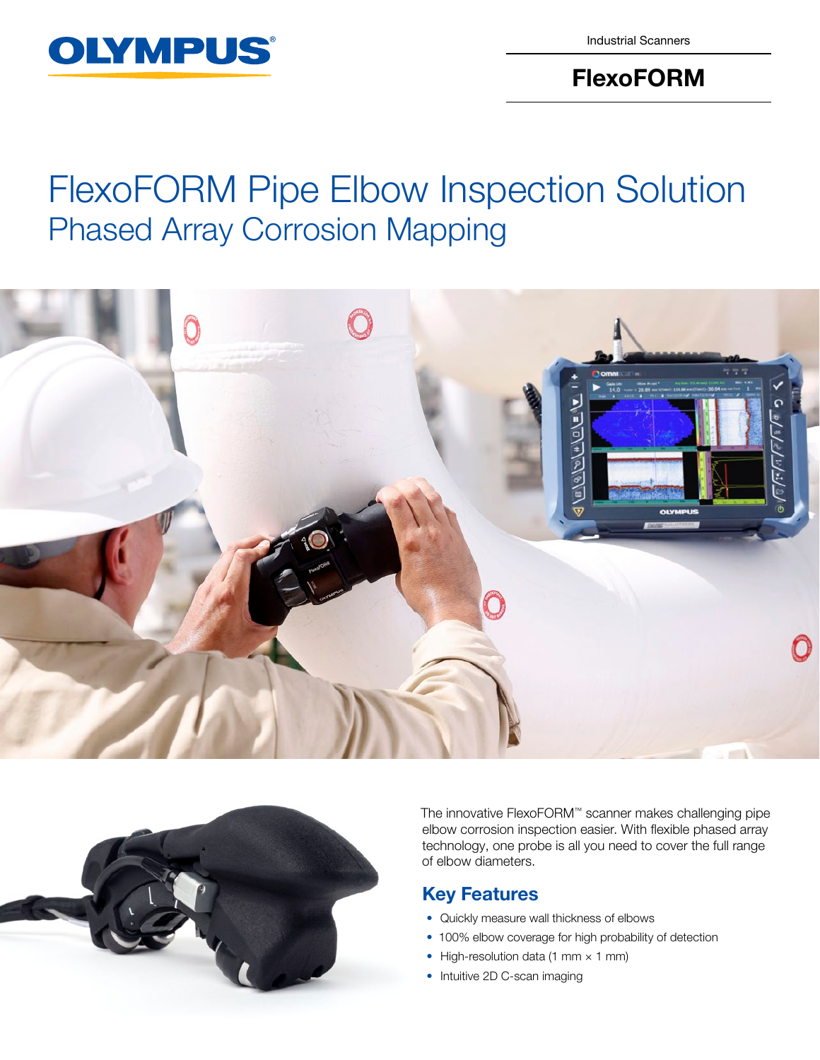Industrial Scanners

**FlexoFORM**

# FlexoFORM Pipe Elbow Inspection Solution

## Phased Array Corrosion Mapping

The innovative FlexoFORM™ scanner makes challenging pipe elbow corrosion inspection easier. With flexible phased array technology, one probe is all you need to cover the full range of elbow diameters.

## Key Features

- Quickly measure wall thickness of elbows
- 100% elbow coverage for high probability of detection
- High-resolution data (1 mm × 1 mm)
- Intuitive 2D C-scan imaging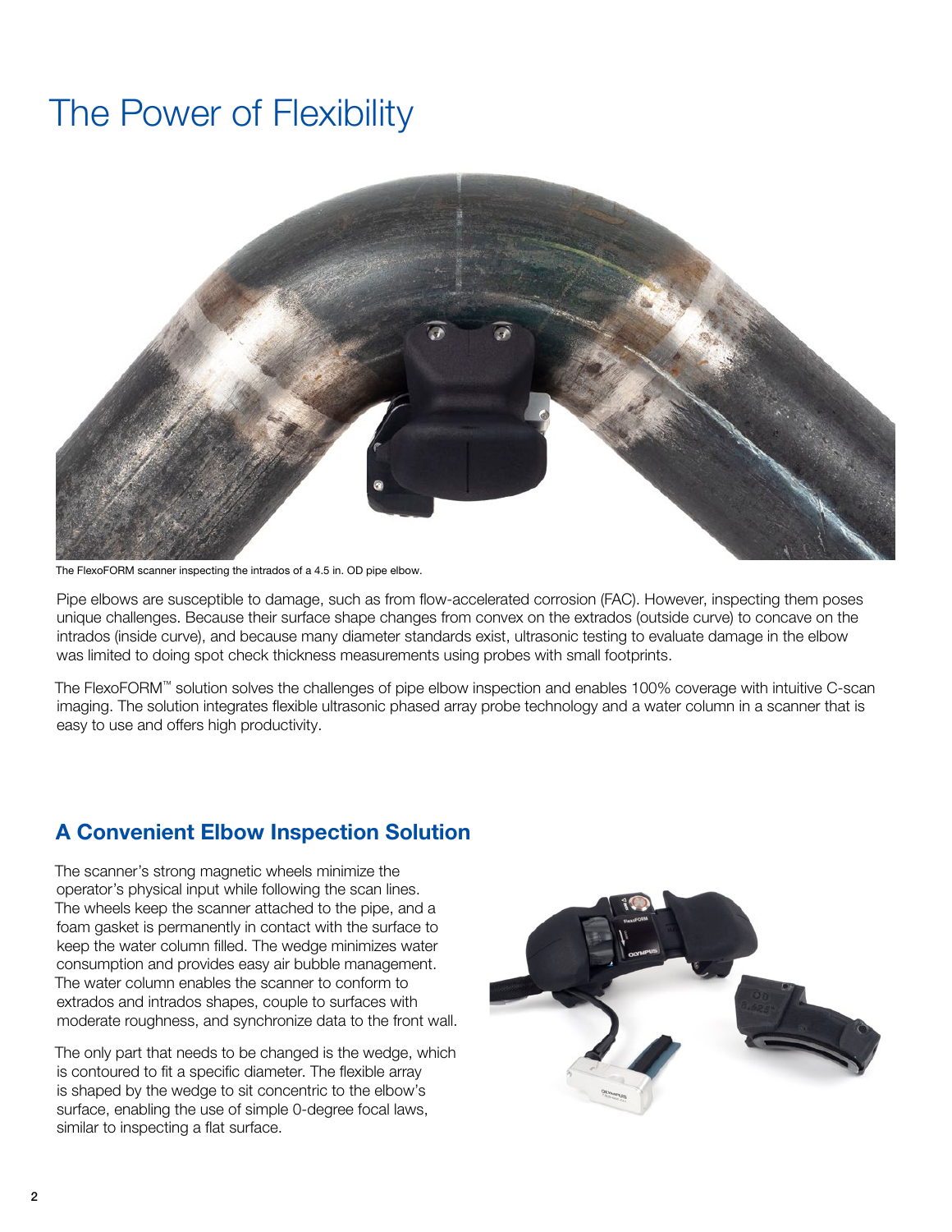# The Power of Flexibility

The FlexoFORM scanner inspecting the intrados of a 4.5 in. OD pipe elbow.

Pipe elbows are susceptible to damage, such as from flow-accelerated corrosion (FAC). However, inspecting them poses unique challenges. Because their surface shape changes from convex on the extrados (outside curve) to concave on the intrados (inside curve), and because many diameter standards exist, ultrasonic testing to evaluate damage in the elbow was limited to doing spot check thickness measurements using probes with small footprints.

The FlexoFORM™ solution solves the challenges of pipe elbow inspection and enables 100% coverage with intuitive C-scan imaging. The solution integrates flexible ultrasonic phased array probe technology and a water column in a scanner that is easy to use and offers high productivity.

## A Convenient Elbow Inspection Solution

The scanner's strong magnetic wheels minimize the operator's physical input while following the scan lines. The wheels keep the scanner attached to the pipe, and a foam gasket is permanently in contact with the surface to keep the water column filled. The wedge minimizes water consumption and provides easy air bubble management. The water column enables the scanner to conform to extrados and intrados shapes, couple to surfaces with moderate roughness, and synchronize data to the front wall.

The only part that needs to be changed is the wedge, which is contoured to fit a specific diameter. The flexible array is shaped by the wedge to sit concentric to the elbow's surface, enabling the use of simple 0-degree focal laws, similar to inspecting a flat surface.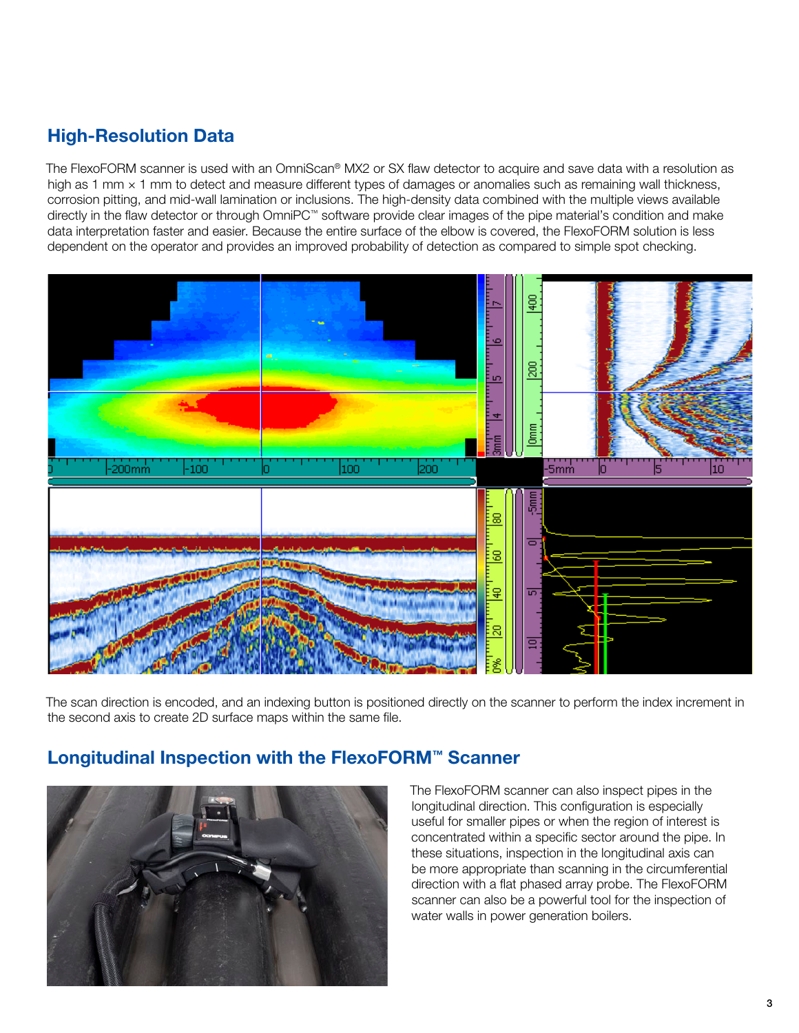## High-Resolution Data

The FlexoFORM scanner is used with an OmniScan® MX2 or SX flaw detector to acquire and save data with a resolution as high as 1 mm × 1 mm to detect and measure different types of damages or anomalies such as remaining wall thickness, corrosion pitting, and mid-wall lamination or inclusions. The high-density data combined with the multiple views available directly in the flaw detector or through OmniPC™ software provide clear images of the pipe material's condition and make data interpretation faster and easier. Because the entire surface of the elbow is covered, the FlexoFORM solution is less dependent on the operator and provides an improved probability of detection as compared to simple spot checking.

The scan direction is encoded, and an indexing button is positioned directly on the scanner to perform the index increment in the second axis to create 2D surface maps within the same file.

## Longitudinal Inspection with the FlexoFORM™ Scanner

The FlexoFORM scanner can also inspect pipes in the longitudinal direction. This configuration is especially useful for smaller pipes or when the region of interest is concentrated within a specific sector around the pipe. In these situations, inspection in the longitudinal axis can be more appropriate than scanning in the circumferential direction with a flat phased array probe. The FlexoFORM scanner can also be a powerful tool for the inspection of water walls in power generation boilers.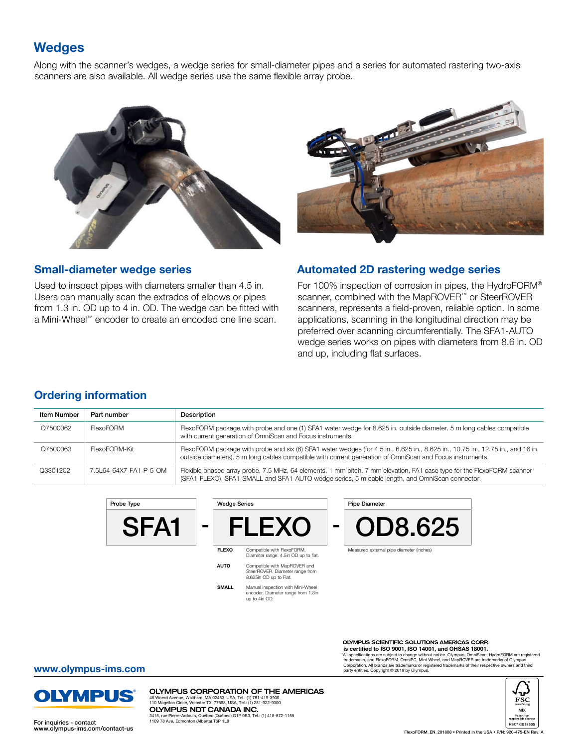## Wedges

Along with the scanner's wedges, a wedge series for small-diameter pipes and a series for automated rastering two-axis scanners are also available. All wedge series use the same flexible array probe.

### Small-diameter wedge series

Used to inspect pipes with diameters smaller than 4.5 in. Users can manually scan the extrados of elbows or pipes from 1.3 in. OD up to 4 in. OD. The wedge can be fitted with a Mini-Wheel™ encoder to create an encoded one line scan.

### Automated 2D rastering wedge series

For 100% inspection of corrosion in pipes, the HydroFORM® scanner, combined with the MapROVER™ or SteerROVER scanners, represents a field-proven, reliable option. In some applications, scanning in the longitudinal direction may be preferred over scanning circumferentially. The SFA1-AUTO wedge series works on pipes with diameters from 8.6 in. OD and up, including flat surfaces.

## Ordering information

| Item Number | Part number | Description |
|---|---|---|
| Q7500062 | FlexoFORM | FlexoFORM package with probe and one (1) SFA1 water wedge for 8.625 in. outside diameter. 5 m long cables compatible with current generation of OmniScan and Focus instruments. |
| Q7500063 | FlexoFORM-Kit | FlexoFORM package with probe and six (6) SFA1 water wedges (for 4.5 in., 6.625 in., 8.625 in., 10.75 in., 12.75 in., and 16 in. outside diameters). 5 m long cables compatible with current generation of OmniScan and Focus instruments. |
| Q3301202 | 7.5L64-64X7-FA1-P-5-OM | Flexible phased array probe, 7.5 MHz, 64 elements, 1 mm pitch, 7 mm elevation, FA1 case type for the FlexoFORM scanner (SFA1-FLEXO), SFA1-SMALL and SFA1-AUTO wedge series, 5 m cable length, and OmniScan connector. |

| Probe Type | | Wedge Series | | Pipe Diameter |
|---|---|---|---|---|
| SFA1 | - | FLEXO | - | OD8.625 |

Wedge Series:

- **FLEXO** — Compatible with FlexoFORM. Diameter range: 4.5in OD up to flat.
- **AUTO** — Compatible with MapROVER and SteerROVER. Diameter range from 8.625in OD up to Flat.
- **SMALL** — Manual inspection with Mini-Wheel encoder. Diameter range from 1.3in up to 4in OD.

Pipe Diameter: Measured external pipe diameter (inches)

**OLYMPUS SCIENTIFIC SOLUTIONS AMERICAS CORP. is certified to ISO 9001, ISO 14001, and OHSAS 18001.**

*All specifications are subject to change without notice. Olympus, OmniScan, HydroFORM are registered trademarks, and FlexoFORM, OmniPC, Mini-Wheel, and MapROVER are trademarks of Olympus Corporation. All brands are trademarks or registered trademarks of their respective owners and third party entities. Copyright © 2018 by Olympus.

**www.olympus-ims.com**

**OLYMPUS CORPORATION OF THE AMERICAS**
48 Woerd Avenue, Waltham, MA 02453, USA, Tel.: (1) 781-419-3900
110 Magellan Circle, Webster TX, 77598, USA, Tel.: (1) 281-922-9300

**OLYMPUS NDT CANADA INC.**
3415, rue Pierre-Ardouin, Québec (Québec) G1P 0B3, Tel.: (1) 418-872-1155
1109 78 Ave, Edmonton (Alberta) T6P 1L8

For inquiries - contact
www.olympus-ims.com/contact-us

FlexoFORM_EN_201808 • Printed in the USA • P/N: 920-475-EN Rev. A